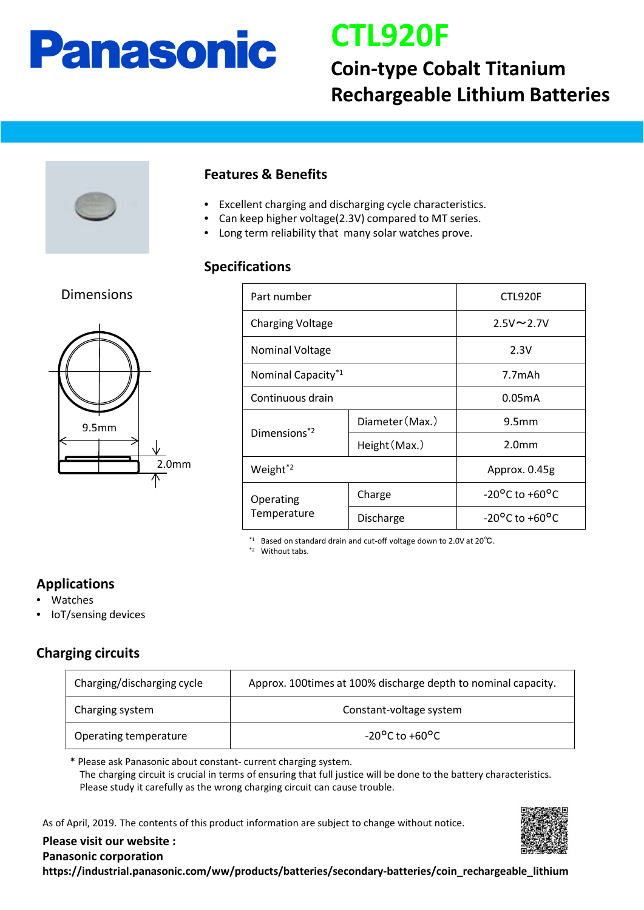# CTL920F

## Coin-type Cobalt Titanium Rechargeable Lithium Batteries

### Features & Benefits

- Excellent charging and discharging cycle characteristics.
- Can keep higher voltage(2.3V) compared to MT series.
- Long term reliability that many solar watches prove.

### Dimensions

9.5mm

2.0mm

### Specifications

| Part number | | CTL920F |
|---|---|---|
| Charging Voltage | | 2.5V～2.7V |
| Nominal Voltage | | 2.3V |
| Nominal Capacity[*1] | | 7.7mAh |
| Continuous drain | | 0.05mA |
| Dimensions[*2] | Diameter（Max.） | 9.5mm |
| | Height（Max.） | 2.0mm |
| Weight[*2] | | Approx. 0.45g |
| Operating Temperature | Charge | -20°C to +60°C |
| | Discharge | -20°C to +60°C |

[*1] Based on standard drain and cut-off voltage down to 2.0V at 20℃.
[*2] Without tabs.

### Applications

- Watches
- IoT/sensing devices

### Charging circuits

| Charging/discharging cycle | Approx. 100times at 100% discharge depth to nominal capacity. |
|---|---|
| Charging system | Constant-voltage system |
| Operating temperature | -20°C to +60°C |

* Please ask Panasonic about constant- current charging system.
The charging circuit is crucial in terms of ensuring that full justice will be done to the battery characteristics.
Please study it carefully as the wrong charging circuit can cause trouble.

As of April, 2019. The contents of this product information are subject to change without notice.

**Please visit our website :**
**Panasonic corporation**
**https://industrial.panasonic.com/ww/products/batteries/secondary-batteries/coin_rechargeable_lithium**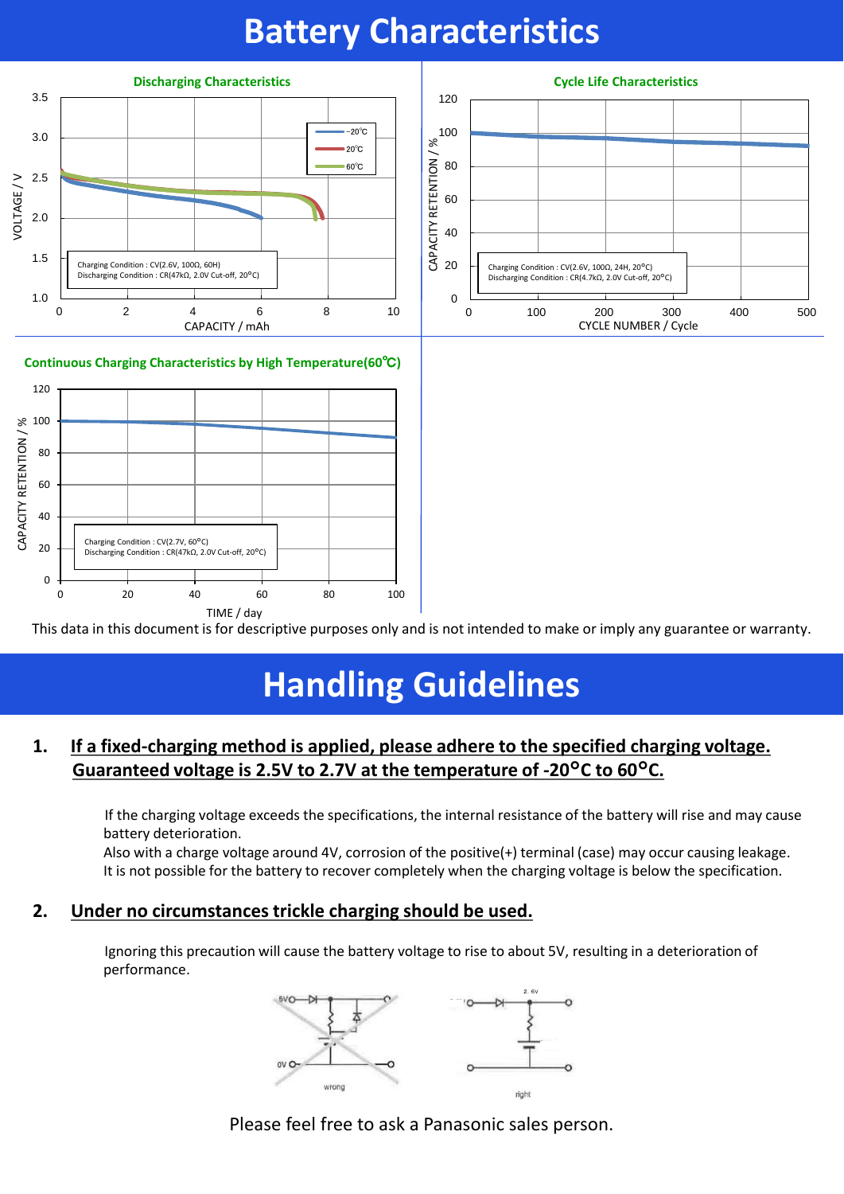# Battery Characteristics

**Discharging Characteristics**

VOLTAGE / V

3.5
3.0
2.5
2.0
1.5
1.0

0 2 4 6 8 10

CAPACITY / mAh

−20℃
20℃
60℃

Charging Condition : CV(2.6V, 100Ω, 60H)
Discharging Condition : CR(47kΩ, 2.0V Cut-off, 20°C)

**Cycle Life Characteristics**

CAPACITY RETENTION / %

120
100
80
60
40
20
0

0 100 200 300 400 500

CYCLE NUMBER / Cycle

Charging Condition : CV(2.6V, 100Ω, 24H, 20°C)
Discharging Condition : CR(4.7kΩ, 2.0V Cut-off, 20°C)

**Continuous Charging Characteristics by High Temperature(60℃)**

CAPACITY RETENTION / %

120
100
80
60
40
20
0

0 20 40 60 80 100

TIME / day

Charging Condition : CV(2.7V, 60°C)
Discharging Condition : CR(47kΩ, 2.0V Cut-off, 20°C)

This data in this document is for descriptive purposes only and is not intended to make or imply any guarantee or warranty.

# Handling Guidelines

1. **<u>If a fixed-charging method is applied, please adhere to the specified charging voltage. Guaranteed voltage is 2.5V to 2.7V at the temperature of -20°C to 60°C.</u>**

   If the charging voltage exceeds the specifications, the internal resistance of the battery will rise and may cause battery deterioration.
   Also with a charge voltage around 4V, corrosion of the positive(+) terminal (case) may occur causing leakage.
   It is not possible for the battery to recover completely when the charging voltage is below the specification.

2. **<u>Under no circumstances trickle charging should be used.</u>**

   Ignoring this precaution will cause the battery voltage to rise to about 5V, resulting in a deterioration of performance.

5V
0V
wrong

2.6V
right

Please feel free to ask a Panasonic sales person.